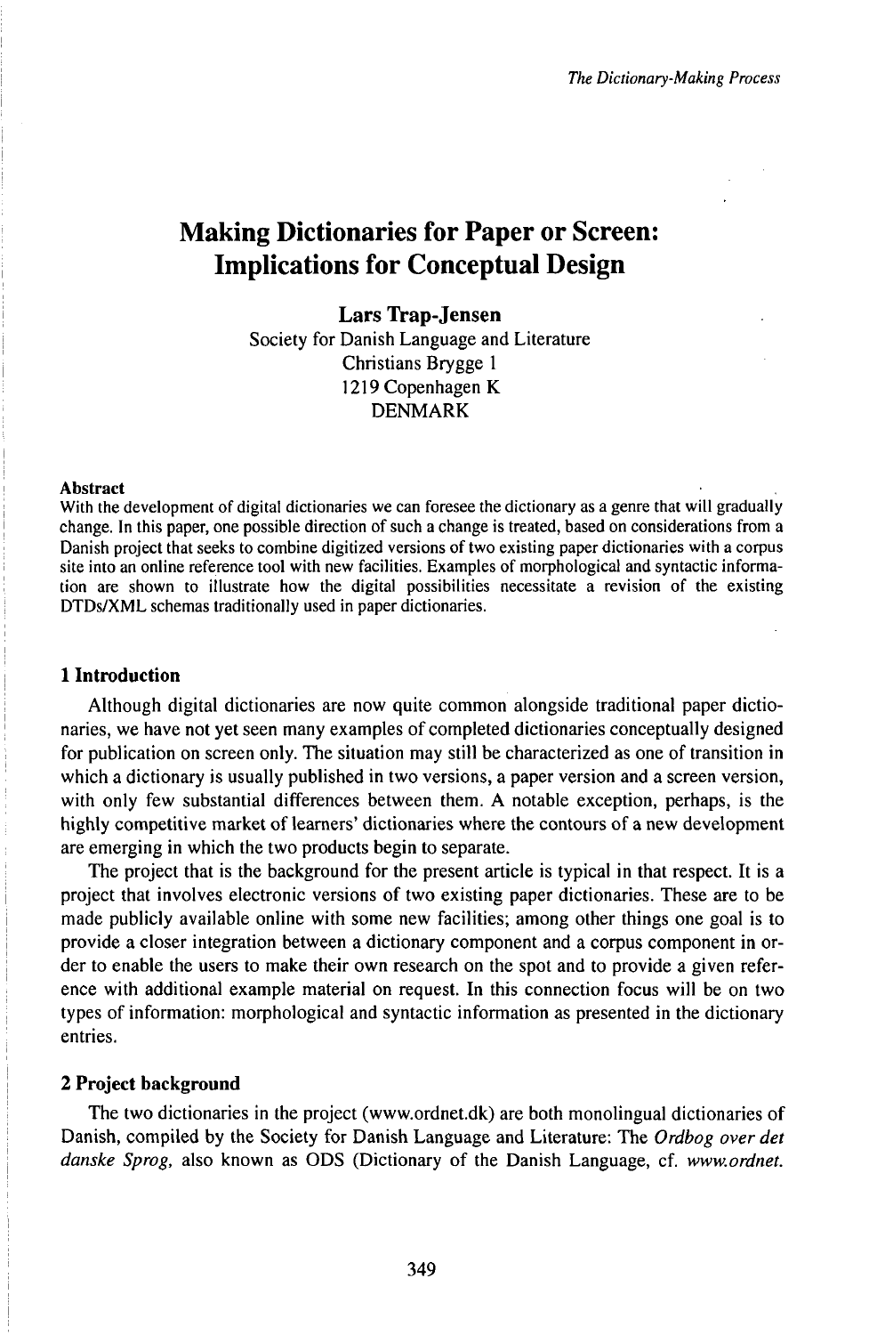# Making Dictionaries for Paper or Screen: Implications for Conceptual Design

**Lars Trap-Jensen**
Society for Danish Language and Literature
Christians Brygge 1
1219 Copenhagen K
DENMARK

**Abstract**

With the development of digital dictionaries we can foresee the dictionary as a genre that will gradually change. In this paper, one possible direction of such a change is treated, based on considerations from a Danish project that seeks to combine digitized versions of two existing paper dictionaries with a corpus site into an online reference tool with new facilities. Examples of morphological and syntactic information are shown to illustrate how the digital possibilities necessitate a revision of the existing DTDs/XML schemas traditionally used in paper dictionaries.

## 1 Introduction

Although digital dictionaries are now quite common alongside traditional paper dictionaries, we have not yet seen many examples of completed dictionaries conceptually designed for publication on screen only. The situation may still be characterized as one of transition in which a dictionary is usually published in two versions, a paper version and a screen version, with only few substantial differences between them. A notable exception, perhaps, is the highly competitive market of learners' dictionaries where the contours of a new development are emerging in which the two products begin to separate.

The project that is the background for the present article is typical in that respect. It is a project that involves electronic versions of two existing paper dictionaries. These are to be made publicly available online with some new facilities; among other things one goal is to provide a closer integration between a dictionary component and a corpus component in order to enable the users to make their own research on the spot and to provide a given reference with additional example material on request. In this connection focus will be on two types of information: morphological and syntactic information as presented in the dictionary entries.

## 2 Project background

The two dictionaries in the project (www.ordnet.dk) are both monolingual dictionaries of Danish, compiled by the Society for Danish Language and Literature: The *Ordbog over det danske Sprog,* also known as ODS (Dictionary of the Danish Language, cf. *www.ordnet.*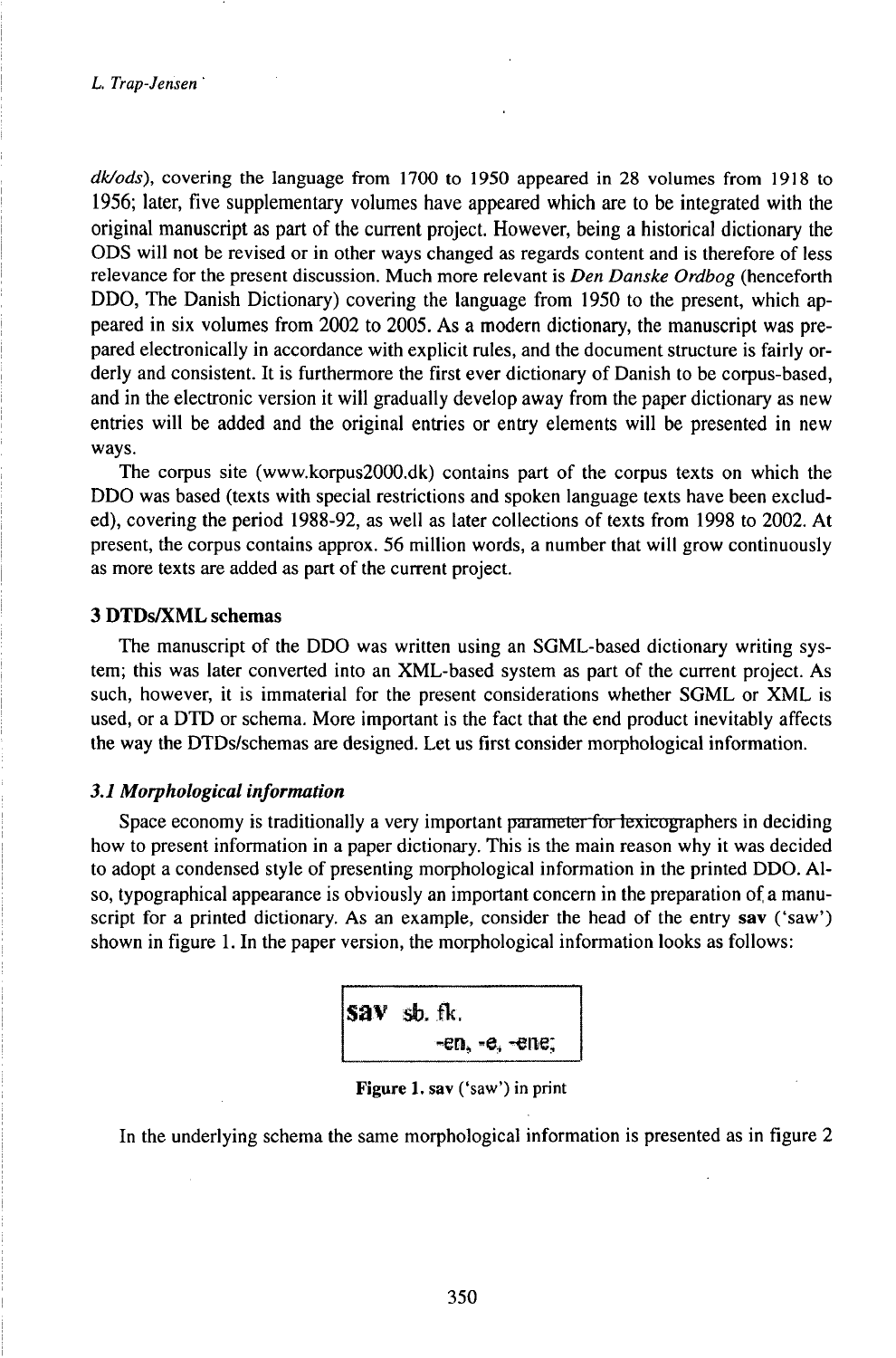*dk/ods*), covering the language from 1700 to 1950 appeared in 28 volumes from 1918 to 1956; later, five supplementary volumes have appeared which are to be integrated with the original manuscript as part of the current project. However, being a historical dictionary the ODS will not be revised or in other ways changed as regards content and is therefore of less relevance for the present discussion. Much more relevant is *Den Danske Ordbog* (henceforth DDO, The Danish Dictionary) covering the language from 1950 to the present, which appeared in six volumes from 2002 to 2005. As a modern dictionary, the manuscript was prepared electronically in accordance with explicit rules, and the document structure is fairly orderly and consistent. It is furthermore the first ever dictionary of Danish to be corpus-based, and in the electronic version it will gradually develop away from the paper dictionary as new entries will be added and the original entries or entry elements will be presented in new ways.

The corpus site (www.korpus2000.dk) contains part of the corpus texts on which the DDO was based (texts with special restrictions and spoken language texts have been excluded), covering the period 1988-92, as well as later collections of texts from 1998 to 2002. At present, the corpus contains approx. 56 million words, a number that will grow continuously as more texts are added as part of the current project.

## 3 DTDs/XML schemas

The manuscript of the DDO was written using an SGML-based dictionary writing system; this was later converted into an XML-based system as part of the current project. As such, however, it is immaterial for the present considerations whether SGML or XML is used, or a DTD or schema. More important is the fact that the end product inevitably affects the way the DTDs/schemas are designed. Let us first consider morphological information.

### *3.1 Morphological information*

Space economy is traditionally a very important parameter for lexicographers in deciding how to present information in a paper dictionary. This is the main reason why it was decided to adopt a condensed style of presenting morphological information in the printed DDO. Also, typographical appearance is obviously an important concern in the preparation of a manuscript for a printed dictionary. As an example, consider the head of the entry **sav** ('saw') shown in figure 1. In the paper version, the morphological information looks as follows:

**sav** sb. fk.
-en, -e, -ene;

**Figure 1.** sav ('saw') in print

In the underlying schema the same morphological information is presented as in figure 2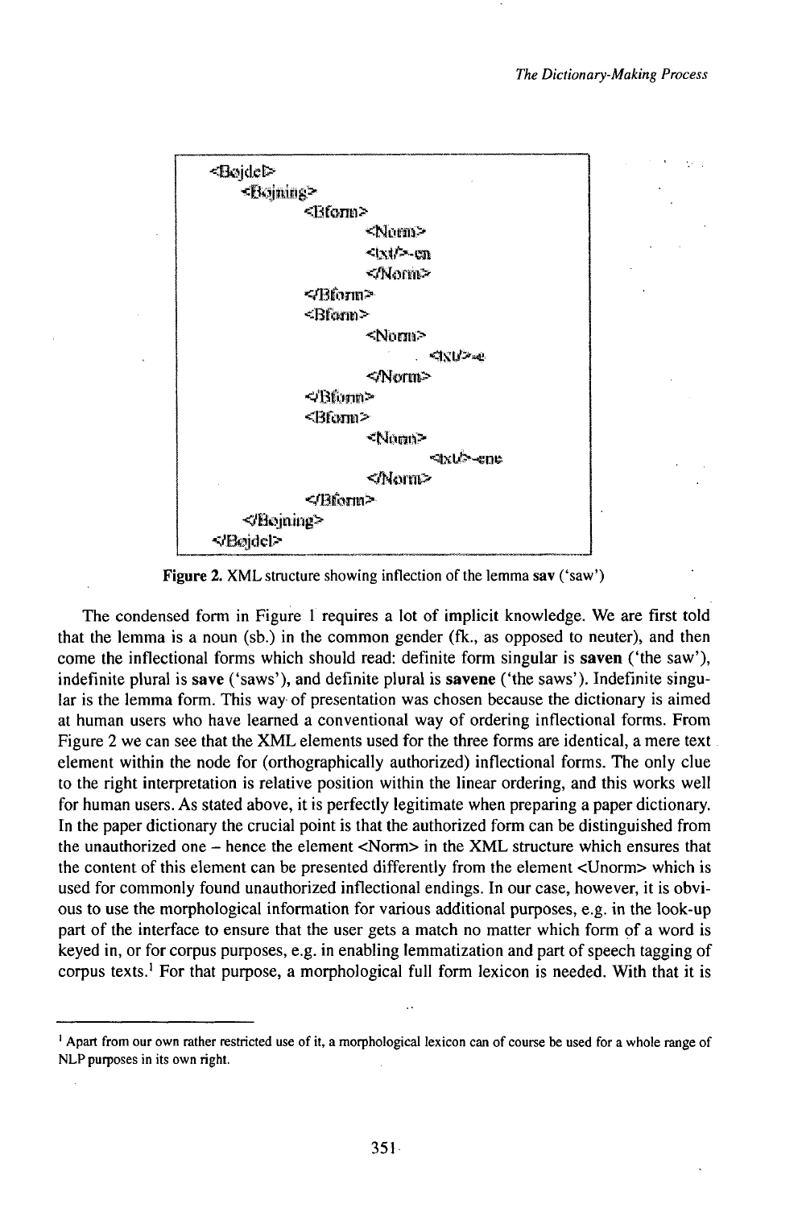```
<Bøjdel>
    <Bøjning>
        <Bform>
            <Norm>
            <txt/>-en
            </Norm>
        </Bform>
        <Bform>
            <Norm>
                <txt/>-e
            </Norm>
        </Bform>
        <Bform>
            <Norm>
                <txt/>-ene
            </Norm>
        </Bform>
    </Bøjning>
</Bøjdel>
```

**Figure 2.** XML structure showing inflection of the lemma **sav** ('saw')

The condensed form in Figure 1 requires a lot of implicit knowledge. We are first told that the lemma is a noun (sb.) in the common gender (fk., as opposed to neuter), and then come the inflectional forms which should read: definite form singular is **saven** ('the saw'), indefinite plural is **save** ('saws'), and definite plural is **savene** ('the saws'). Indefinite singular is the lemma form. This way of presentation was chosen because the dictionary is aimed at human users who have learned a conventional way of ordering inflectional forms. From Figure 2 we can see that the XML elements used for the three forms are identical, a mere text element within the node for (orthographically authorized) inflectional forms. The only clue to the right interpretation is relative position within the linear ordering, and this works well for human users. As stated above, it is perfectly legitimate when preparing a paper dictionary. In the paper dictionary the crucial point is that the authorized form can be distinguished from the unauthorized one – hence the element <Norm> in the XML structure which ensures that the content of this element can be presented differently from the element <Unorm> which is used for commonly found unauthorized inflectional endings. In our case, however, it is obvious to use the morphological information for various additional purposes, e.g. in the look-up part of the interface to ensure that the user gets a match no matter which form of a word is keyed in, or for corpus purposes, e.g. in enabling lemmatization and part of speech tagging of corpus texts.[1] For that purpose, a morphological full form lexicon is needed. With that it is

[1] Apart from our own rather restricted use of it, a morphological lexicon can of course be used for a whole range of NLP purposes in its own right.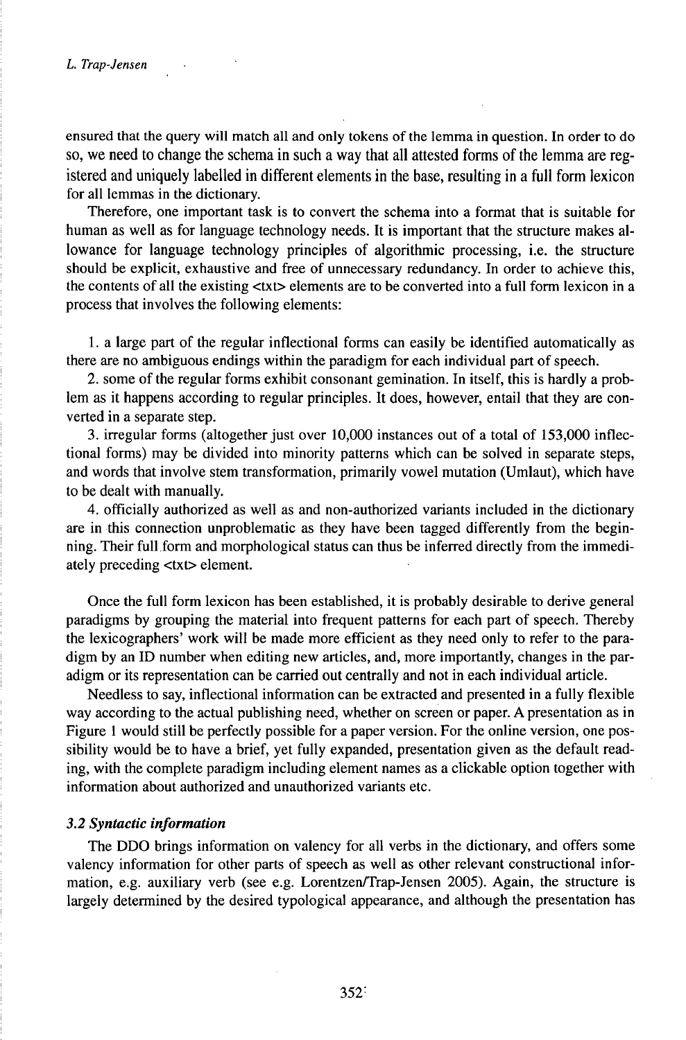ensured that the query will match all and only tokens of the lemma in question. In order to do so, we need to change the schema in such a way that all attested forms of the lemma are registered and uniquely labelled in different elements in the base, resulting in a full form lexicon for all lemmas in the dictionary.

Therefore, one important task is to convert the schema into a format that is suitable for human as well as for language technology needs. It is important that the structure makes allowance for language technology principles of algorithmic processing, i.e. the structure should be explicit, exhaustive and free of unnecessary redundancy. In order to achieve this, the contents of all the existing <txt> elements are to be converted into a full form lexicon in a process that involves the following elements:

1. a large part of the regular inflectional forms can easily be identified automatically as there are no ambiguous endings within the paradigm for each individual part of speech.

2. some of the regular forms exhibit consonant gemination. In itself, this is hardly a problem as it happens according to regular principles. It does, however, entail that they are converted in a separate step.

3. irregular forms (altogether just over 10,000 instances out of a total of 153,000 inflectional forms) may be divided into minority patterns which can be solved in separate steps, and words that involve stem transformation, primarily vowel mutation (Umlaut), which have to be dealt with manually.

4. officially authorized as well as and non-authorized variants included in the dictionary are in this connection unproblematic as they have been tagged differently from the beginning. Their full form and morphological status can thus be inferred directly from the immediately preceding <txt> element.

Once the full form lexicon has been established, it is probably desirable to derive general paradigms by grouping the material into frequent patterns for each part of speech. Thereby the lexicographers' work will be made more efficient as they need only to refer to the paradigm by an ID number when editing new articles, and, more importantly, changes in the paradigm or its representation can be carried out centrally and not in each individual article.

Needless to say, inflectional information can be extracted and presented in a fully flexible way according to the actual publishing need, whether on screen or paper. A presentation as in Figure 1 would still be perfectly possible for a paper version. For the online version, one possibility would be to have a brief, yet fully expanded, presentation given as the default reading, with the complete paradigm including element names as a clickable option together with information about authorized and unauthorized variants etc.

### *3.2 Syntactic information*

The DDO brings information on valency for all verbs in the dictionary, and offers some valency information for other parts of speech as well as other relevant constructional information, e.g. auxiliary verb (see e.g. Lorentzen/Trap-Jensen 2005). Again, the structure is largely determined by the desired typological appearance, and although the presentation has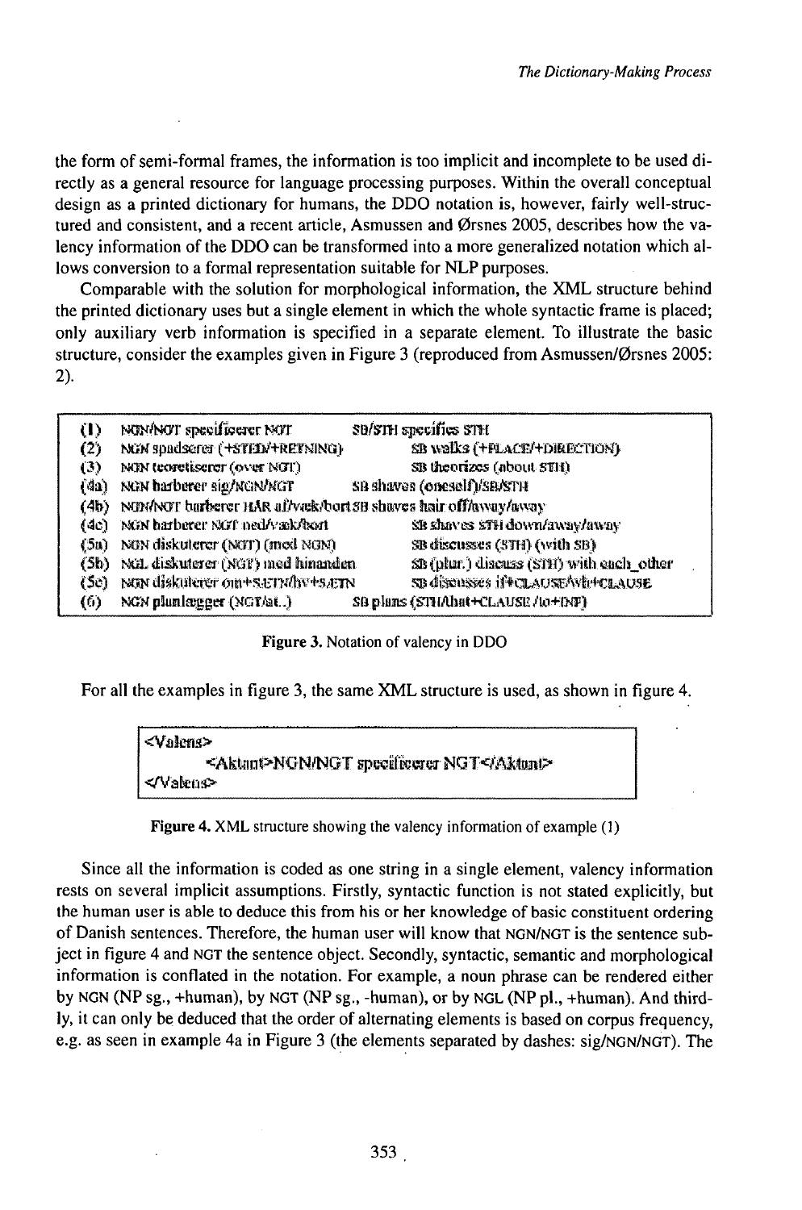the form of semi-formal frames, the information is too implicit and incomplete to be used directly as a general resource for language processing purposes. Within the overall conceptual design as a printed dictionary for humans, the DDO notation is, however, fairly well-structured and consistent, and a recent article, Asmussen and Ørsnes 2005, describes how the valency information of the DDO can be transformed into a more generalized notation which allows conversion to a formal representation suitable for NLP purposes.

Comparable with the solution for morphological information, the XML structure behind the printed dictionary uses but a single element in which the whole syntactic frame is placed; only auxiliary verb information is specified in a separate element. To illustrate the basic structure, consider the examples given in Figure 3 (reproduced from Asmussen/Ørsnes 2005: 2).

| | | |
|---|---|---|
| (1) | NGN/NGT specificerer NGT | SB/STH specifies STH |
| (2) | NGN spadserer (+STED/+RETNING) | SB walks (+PLACE/+DIRECTION) |
| (3) | NGN teoretiserer (over NGT) | SB theorizes (about STH) |
| (4a) | NGN barberer sig/NGN/NGT | SB shaves (oneself)/SB/STH |
| (4b) | NGN/NGT barberer HÅR af/væk/bort | SB shaves hair off/away/away |
| (4c) | NGN barberer NGT ned/væk/bort | SB shaves STH down/away/away |
| (5a) | NGN diskuterer (NGT) (med NGN) | SB discusses (STH) (with SB) |
| (5b) | NGL diskuterer (NGT) med hinanden | SB (plur.) discuss (STH) with each_other |
| (5c) | NGN diskuterer om+S.ETN/hv+S.ETN | SB discusses if+CLAUSE/wh+CLAUSE |
| (6) | NGN planlægger (NGT/at..) | SB plans (STH/that+CLAUSE/to+INF) |

**Figure 3.** Notation of valency in DDO

For all the examples in figure 3, the same XML structure is used, as shown in figure 4.

```
<Valens>
        <Aktant>NGN/NGT specificerer NGT</Aktant>
</Valens>
```

**Figure 4.** XML structure showing the valency information of example (1)

Since all the information is coded as one string in a single element, valency information rests on several implicit assumptions. Firstly, syntactic function is not stated explicitly, but the human user is able to deduce this from his or her knowledge of basic constituent ordering of Danish sentences. Therefore, the human user will know that NGN/NGT is the sentence subject in figure 4 and NGT the sentence object. Secondly, syntactic, semantic and morphological information is conflated in the notation. For example, a noun phrase can be rendered either by NGN (NP sg., +human), by NGT (NP sg., -human), or by NGL (NP pl., +human). And thirdly, it can only be deduced that the order of alternating elements is based on corpus frequency, e.g. as seen in example 4a in Figure 3 (the elements separated by dashes: sig/NGN/NGT). The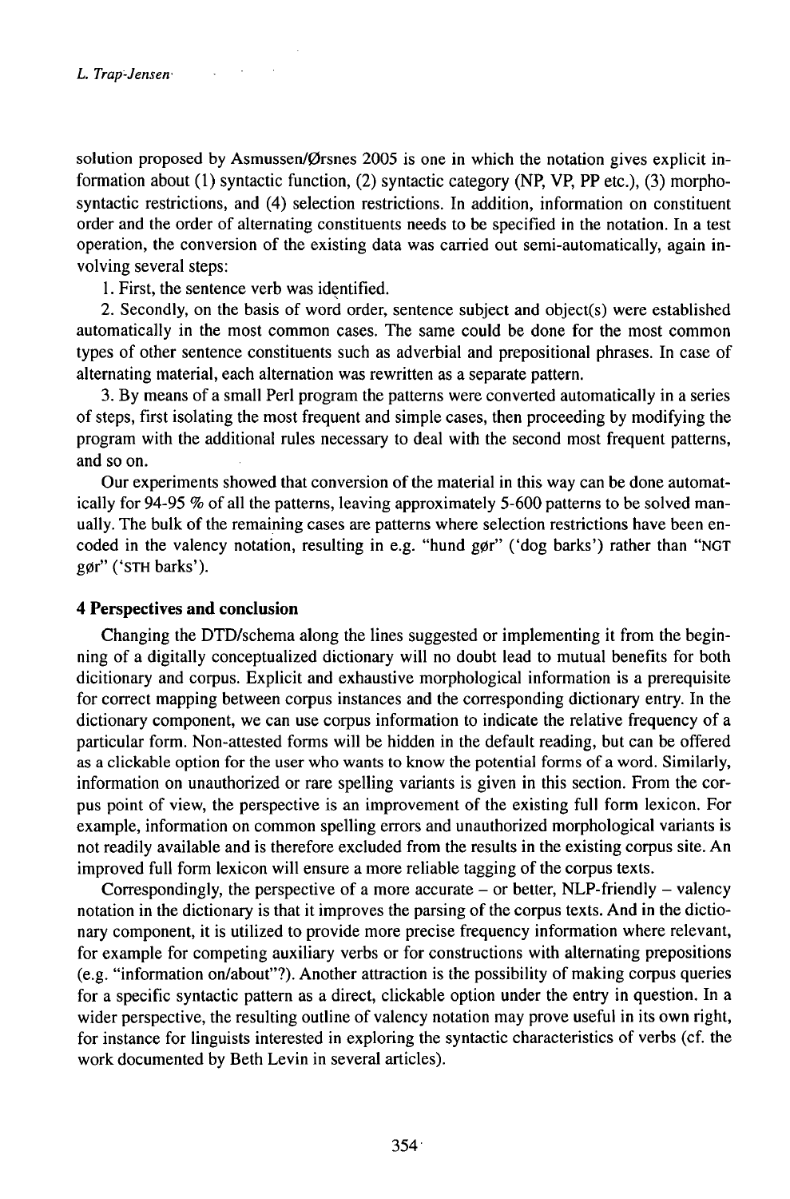solution proposed by Asmussen/Ørsnes 2005 is one in which the notation gives explicit information about (1) syntactic function, (2) syntactic category (NP, VP, PP etc.), (3) morphosyntactic restrictions, and (4) selection restrictions. In addition, information on constituent order and the order of alternating constituents needs to be specified in the notation. In a test operation, the conversion of the existing data was carried out semi-automatically, again involving several steps:

1. First, the sentence verb was identified.

2. Secondly, on the basis of word order, sentence subject and object(s) were established automatically in the most common cases. The same could be done for the most common types of other sentence constituents such as adverbial and prepositional phrases. In case of alternating material, each alternation was rewritten as a separate pattern.

3. By means of a small Perl program the patterns were converted automatically in a series of steps, first isolating the most frequent and simple cases, then proceeding by modifying the program with the additional rules necessary to deal with the second most frequent patterns, and so on.

Our experiments showed that conversion of the material in this way can be done automatically for 94-95 % of all the patterns, leaving approximately 5-600 patterns to be solved manually. The bulk of the remaining cases are patterns where selection restrictions have been encoded in the valency notation, resulting in e.g. "hund gør" ('dog barks') rather than "NGT gør" ('STH barks').

## 4 Perspectives and conclusion

Changing the DTD/schema along the lines suggested or implementing it from the beginning of a digitally conceptualized dictionary will no doubt lead to mutual benefits for both dicitionary and corpus. Explicit and exhaustive morphological information is a prerequisite for correct mapping between corpus instances and the corresponding dictionary entry. In the dictionary component, we can use corpus information to indicate the relative frequency of a particular form. Non-attested forms will be hidden in the default reading, but can be offered as a clickable option for the user who wants to know the potential forms of a word. Similarly, information on unauthorized or rare spelling variants is given in this section. From the corpus point of view, the perspective is an improvement of the existing full form lexicon. For example, information on common spelling errors and unauthorized morphological variants is not readily available and is therefore excluded from the results in the existing corpus site. An improved full form lexicon will ensure a more reliable tagging of the corpus texts.

Correspondingly, the perspective of a more accurate – or better, NLP-friendly – valency notation in the dictionary is that it improves the parsing of the corpus texts. And in the dictionary component, it is utilized to provide more precise frequency information where relevant, for example for competing auxiliary verbs or for constructions with alternating prepositions (e.g. "information on/about"?). Another attraction is the possibility of making corpus queries for a specific syntactic pattern as a direct, clickable option under the entry in question. In a wider perspective, the resulting outline of valency notation may prove useful in its own right, for instance for linguists interested in exploring the syntactic characteristics of verbs (cf. the work documented by Beth Levin in several articles).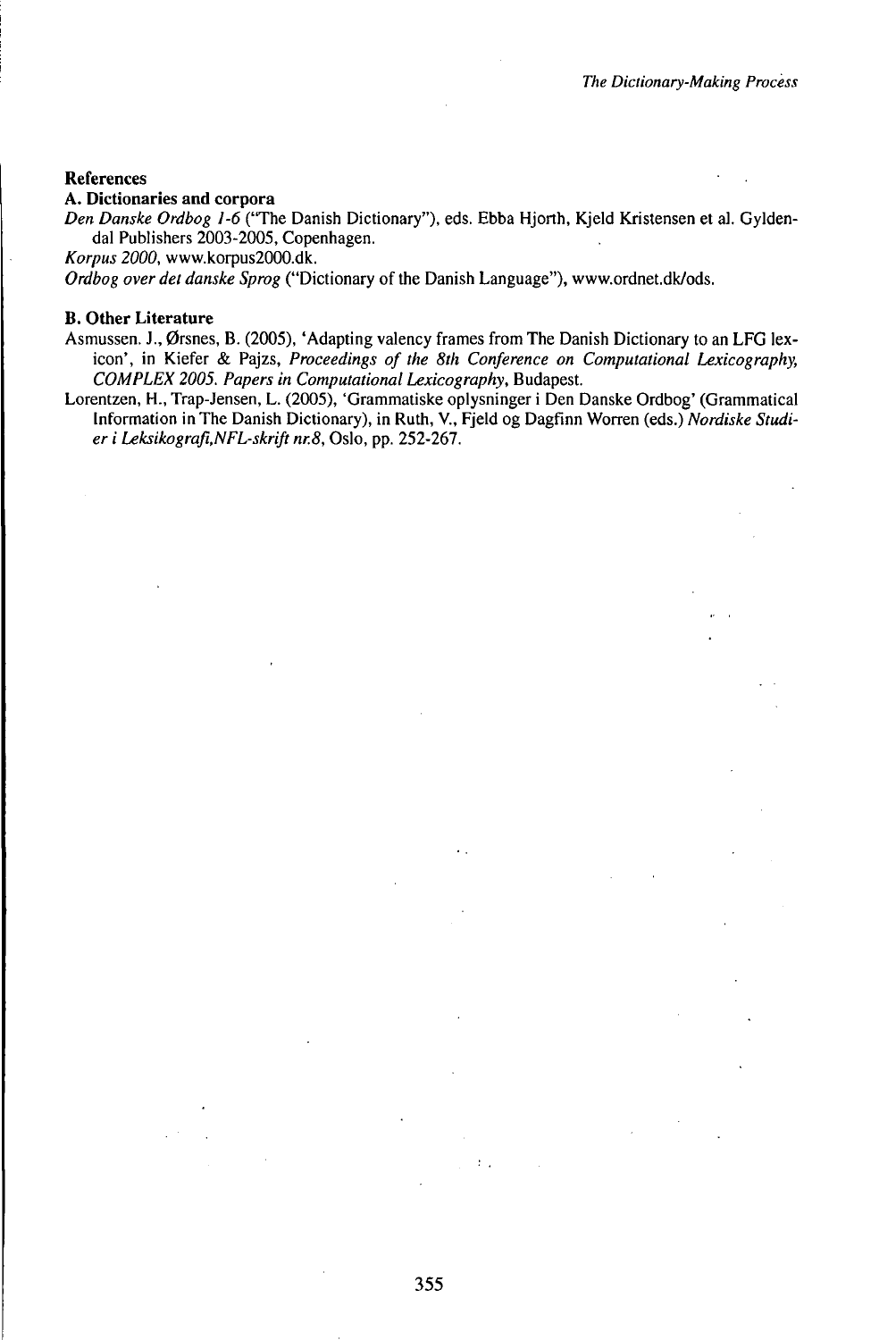## References

### A. Dictionaries and corpora

*Den Danske Ordbog 1-6* ("The Danish Dictionary"), eds. Ebba Hjorth, Kjeld Kristensen et al. Gyldendal Publishers 2003-2005, Copenhagen.

*Korpus 2000*, www.korpus2000.dk.

*Ordbog over det danske Sprog* ("Dictionary of the Danish Language"), www.ordnet.dk/ods.

### B. Other Literature

Asmussen. J., Ørsnes, B. (2005), 'Adapting valency frames from The Danish Dictionary to an LFG lexicon', in Kiefer & Pajzs, *Proceedings of the 8th Conference on Computational Lexicography, COMPLEX 2005. Papers in Computational Lexicography*, Budapest.

Lorentzen, H., Trap-Jensen, L. (2005), 'Grammatiske oplysninger i Den Danske Ordbog' (Grammatical Information in The Danish Dictionary), in Ruth, V., Fjeld og Dagfinn Worren (eds.) *Nordiske Studier i Leksikografi,NFL-skrift nr.8*, Oslo, pp. 252-267.